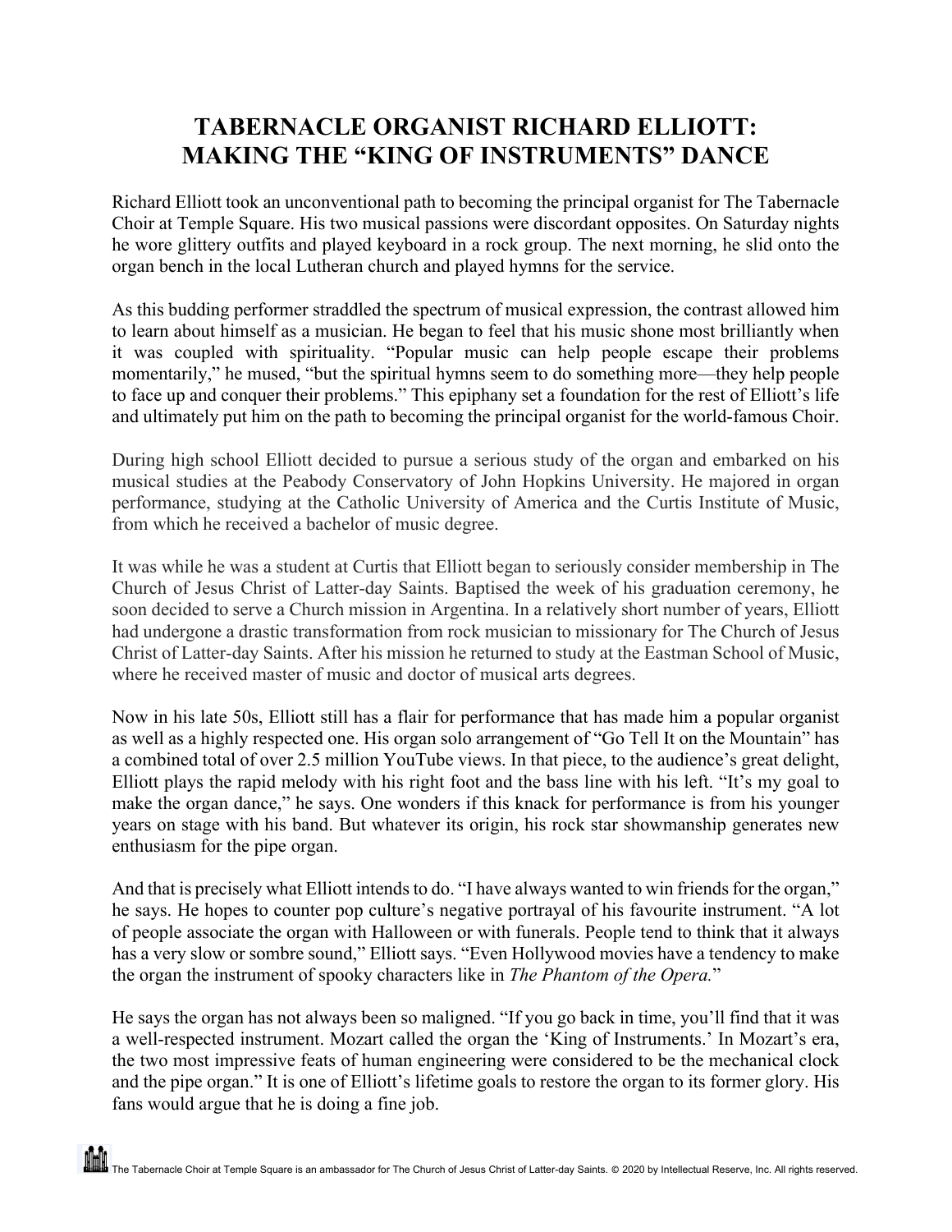# TABERNACLE ORGANIST RICHARD ELLIOTT: MAKING THE "KING OF INSTRUMENTS" DANCE

Richard Elliott took an unconventional path to becoming the principal organist for The Tabernacle Choir at Temple Square. His two musical passions were discordant opposites. On Saturday nights he wore glittery outfits and played keyboard in a rock group. The next morning, he slid onto the organ bench in the local Lutheran church and played hymns for the service.

As this budding performer straddled the spectrum of musical expression, the contrast allowed him to learn about himself as a musician. He began to feel that his music shone most brilliantly when it was coupled with spirituality. "Popular music can help people escape their problems momentarily," he mused, "but the spiritual hymns seem to do something more—they help people to face up and conquer their problems." This epiphany set a foundation for the rest of Elliott's life and ultimately put him on the path to becoming the principal organist for the world-famous Choir.

During high school Elliott decided to pursue a serious study of the organ and embarked on his musical studies at the Peabody Conservatory of John Hopkins University. He majored in organ performance, studying at the Catholic University of America and the Curtis Institute of Music, from which he received a bachelor of music degree.

It was while he was a student at Curtis that Elliott began to seriously consider membership in The Church of Jesus Christ of Latter-day Saints. Baptised the week of his graduation ceremony, he soon decided to serve a Church mission in Argentina. In a relatively short number of years, Elliott had undergone a drastic transformation from rock musician to missionary for The Church of Jesus Christ of Latter-day Saints. After his mission he returned to study at the Eastman School of Music, where he received master of music and doctor of musical arts degrees.

Now in his late 50s, Elliott still has a flair for performance that has made him a popular organist as well as a highly respected one. His organ solo arrangement of "Go Tell It on the Mountain" has a combined total of over 2.5 million YouTube views. In that piece, to the audience's great delight, Elliott plays the rapid melody with his right foot and the bass line with his left. "It's my goal to make the organ dance," he says. One wonders if this knack for performance is from his younger years on stage with his band. But whatever its origin, his rock star showmanship generates new enthusiasm for the pipe organ.

And that is precisely what Elliott intends to do. "I have always wanted to win friends for the organ," he says. He hopes to counter pop culture's negative portrayal of his favourite instrument. "A lot of people associate the organ with Halloween or with funerals. People tend to think that it always has a very slow or sombre sound," Elliott says. "Even Hollywood movies have a tendency to make the organ the instrument of spooky characters like in *The Phantom of the Opera.*"

He says the organ has not always been so maligned. "If you go back in time, you'll find that it was a well-respected instrument. Mozart called the organ the 'King of Instruments.' In Mozart's era, the two most impressive feats of human engineering were considered to be the mechanical clock and the pipe organ." It is one of Elliott's lifetime goals to restore the organ to its former glory. His fans would argue that he is doing a fine job.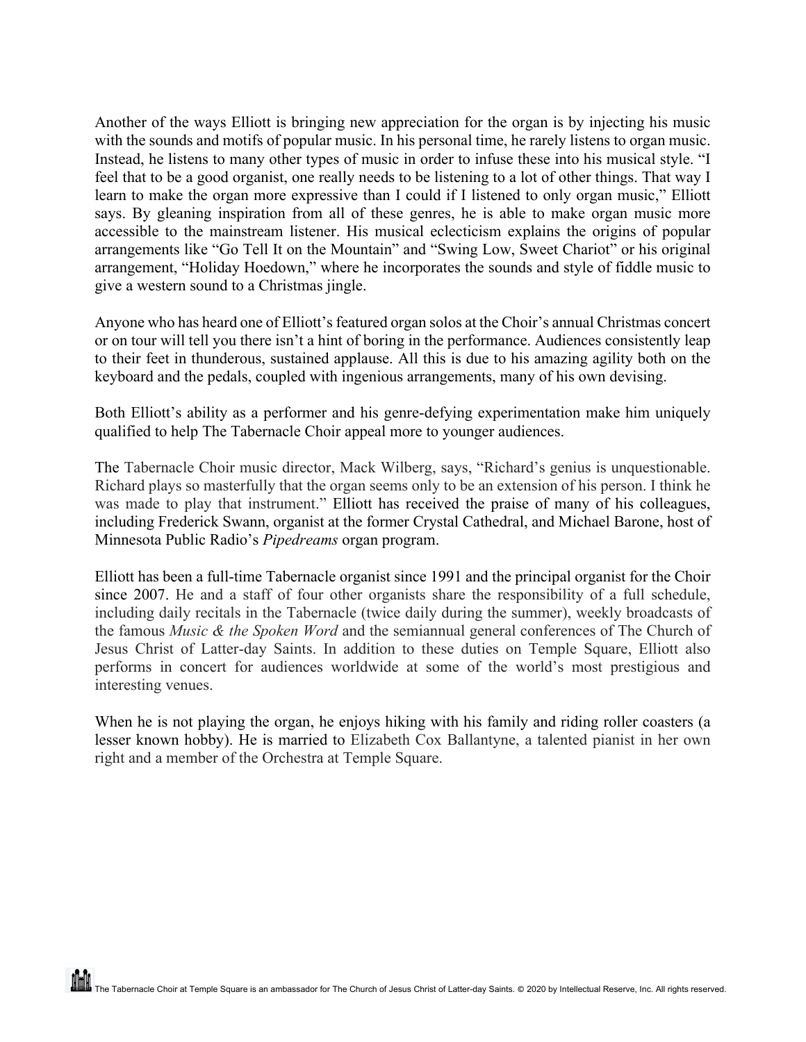Another of the ways Elliott is bringing new appreciation for the organ is by injecting his music with the sounds and motifs of popular music. In his personal time, he rarely listens to organ music. Instead, he listens to many other types of music in order to infuse these into his musical style. "I feel that to be a good organist, one really needs to be listening to a lot of other things. That way I learn to make the organ more expressive than I could if I listened to only organ music," Elliott says. By gleaning inspiration from all of these genres, he is able to make organ music more accessible to the mainstream listener. His musical eclecticism explains the origins of popular arrangements like "Go Tell It on the Mountain" and "Swing Low, Sweet Chariot" or his original arrangement, "Holiday Hoedown," where he incorporates the sounds and style of fiddle music to give a western sound to a Christmas jingle.

Anyone who has heard one of Elliott's featured organ solos at the Choir's annual Christmas concert or on tour will tell you there isn't a hint of boring in the performance. Audiences consistently leap to their feet in thunderous, sustained applause. All this is due to his amazing agility both on the keyboard and the pedals, coupled with ingenious arrangements, many of his own devising.

Both Elliott's ability as a performer and his genre-defying experimentation make him uniquely qualified to help The Tabernacle Choir appeal more to younger audiences.

The Tabernacle Choir music director, Mack Wilberg, says, "Richard's genius is unquestionable. Richard plays so masterfully that the organ seems only to be an extension of his person. I think he was made to play that instrument." Elliott has received the praise of many of his colleagues, including Frederick Swann, organist at the former Crystal Cathedral, and Michael Barone, host of Minnesota Public Radio's *Pipedreams* organ program.

Elliott has been a full-time Tabernacle organist since 1991 and the principal organist for the Choir since 2007. He and a staff of four other organists share the responsibility of a full schedule, including daily recitals in the Tabernacle (twice daily during the summer), weekly broadcasts of the famous *Music & the Spoken Word* and the semiannual general conferences of The Church of Jesus Christ of Latter-day Saints. In addition to these duties on Temple Square, Elliott also performs in concert for audiences worldwide at some of the world's most prestigious and interesting venues.

When he is not playing the organ, he enjoys hiking with his family and riding roller coasters (a lesser known hobby). He is married to Elizabeth Cox Ballantyne, a talented pianist in her own right and a member of the Orchestra at Temple Square.